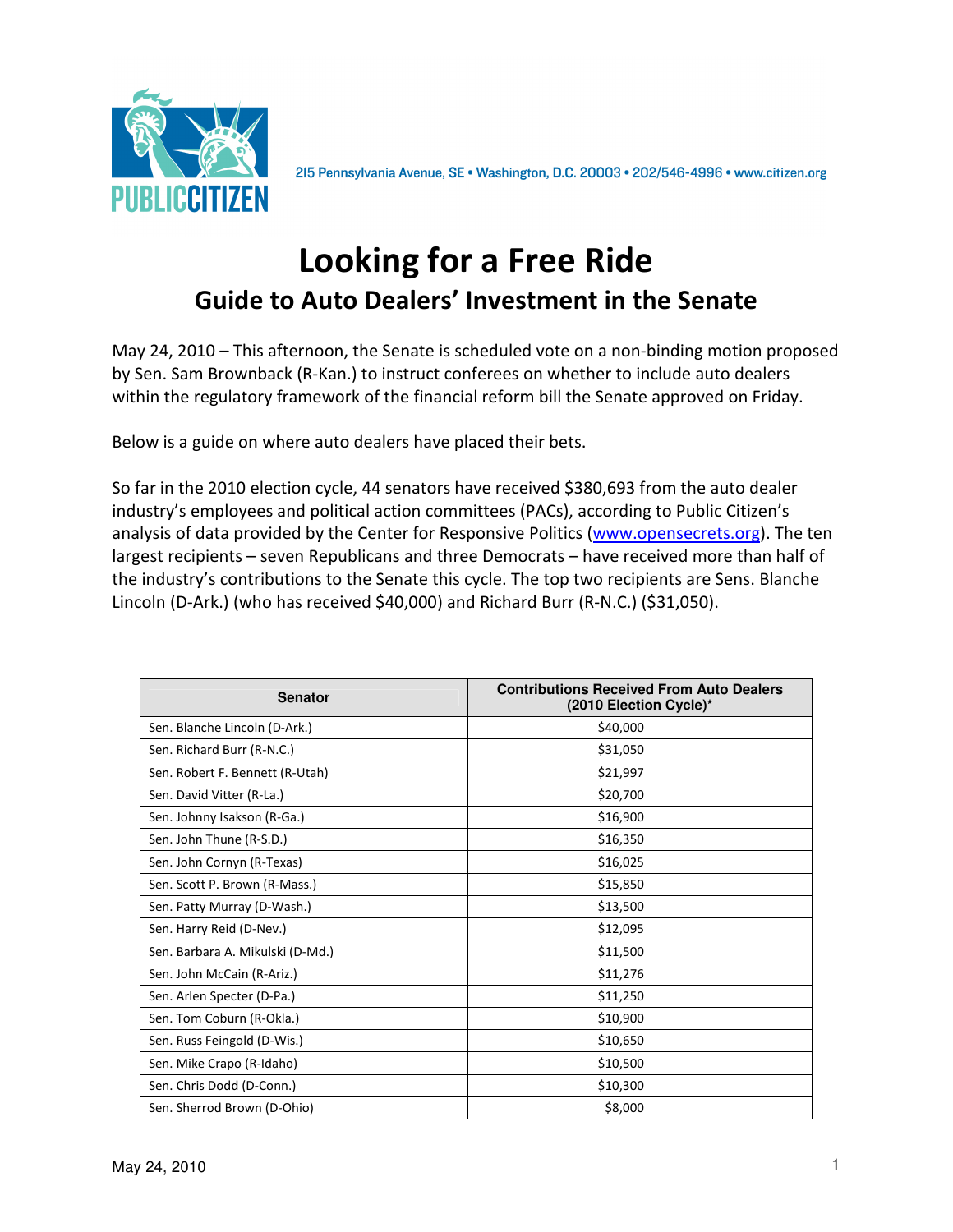PUBLIC CITIZEN

215 Pennsylvania Avenue, SE • Washington, D.C. 20003 • 202/546-4996 • www.citizen.org

# Looking for a Free Ride

## Guide to Auto Dealers' Investment in the Senate

May 24, 2010 – This afternoon, the Senate is scheduled vote on a non-binding motion proposed by Sen. Sam Brownback (R-Kan.) to instruct conferees on whether to include auto dealers within the regulatory framework of the financial reform bill the Senate approved on Friday.

Below is a guide on where auto dealers have placed their bets.

So far in the 2010 election cycle, 44 senators have received $380,693 from the auto dealer industry's employees and political action committees (PACs), according to Public Citizen's analysis of data provided by the Center for Responsive Politics (www.opensecrets.org). The ten largest recipients – seven Republicans and three Democrats – have received more than half of the industry's contributions to the Senate this cycle. The top two recipients are Sens. Blanche Lincoln (D-Ark.) (who has received $40,000) and Richard Burr (R-N.C.) ($31,050).

| Senator | Contributions Received From Auto Dealers (2010 Election Cycle)* |
|---|---|
| Sen. Blanche Lincoln (D-Ark.) | $40,000 |
| Sen. Richard Burr (R-N.C.) | $31,050 |
| Sen. Robert F. Bennett (R-Utah) | $21,997 |
| Sen. David Vitter (R-La.) | $20,700 |
| Sen. Johnny Isakson (R-Ga.) | $16,900 |
| Sen. John Thune (R-S.D.) | $16,350 |
| Sen. John Cornyn (R-Texas) | $16,025 |
| Sen. Scott P. Brown (R-Mass.) | $15,850 |
| Sen. Patty Murray (D-Wash.) | $13,500 |
| Sen. Harry Reid (D-Nev.) | $12,095 |
| Sen. Barbara A. Mikulski (D-Md.) | $11,500 |
| Sen. John McCain (R-Ariz.) | $11,276 |
| Sen. Arlen Specter (D-Pa.) | $11,250 |
| Sen. Tom Coburn (R-Okla.) | $10,900 |
| Sen. Russ Feingold (D-Wis.) | $10,650 |
| Sen. Mike Crapo (R-Idaho) | $10,500 |
| Sen. Chris Dodd (D-Conn.) | $10,300 |
| Sen. Sherrod Brown (D-Ohio) | $8,000 |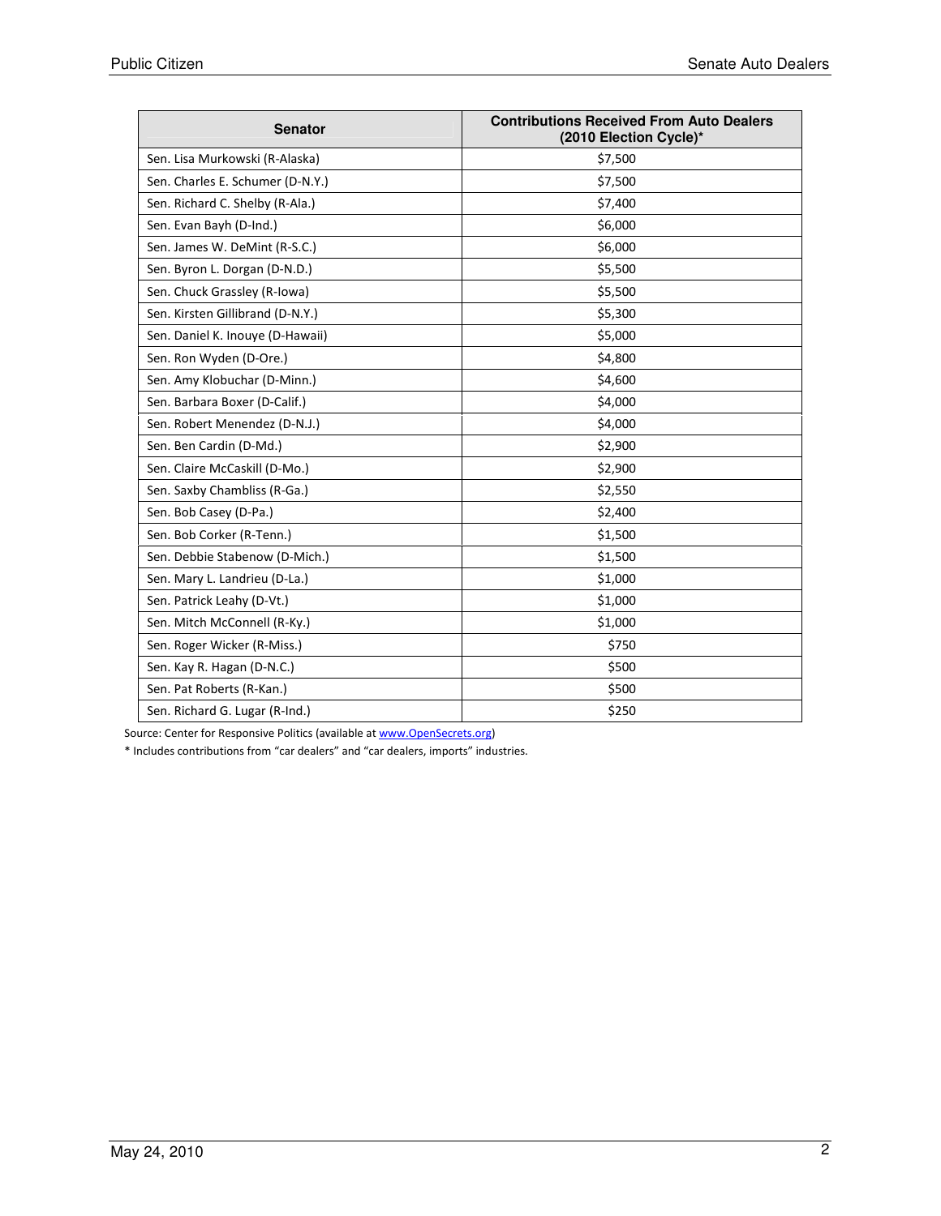| Senator | Contributions Received From Auto Dealers (2010 Election Cycle)* |
| --- | --- |
| Sen. Lisa Murkowski (R-Alaska) | $7,500 |
| Sen. Charles E. Schumer (D-N.Y.) | $7,500 |
| Sen. Richard C. Shelby (R-Ala.) | $7,400 |
| Sen. Evan Bayh (D-Ind.) | $6,000 |
| Sen. James W. DeMint (R-S.C.) | $6,000 |
| Sen. Byron L. Dorgan (D-N.D.) | $5,500 |
| Sen. Chuck Grassley (R-Iowa) | $5,500 |
| Sen. Kirsten Gillibrand (D-N.Y.) | $5,300 |
| Sen. Daniel K. Inouye (D-Hawaii) | $5,000 |
| Sen. Ron Wyden (D-Ore.) | $4,800 |
| Sen. Amy Klobuchar (D-Minn.) | $4,600 |
| Sen. Barbara Boxer (D-Calif.) | $4,000 |
| Sen. Robert Menendez (D-N.J.) | $4,000 |
| Sen. Ben Cardin (D-Md.) | $2,900 |
| Sen. Claire McCaskill (D-Mo.) | $2,900 |
| Sen. Saxby Chambliss (R-Ga.) | $2,550 |
| Sen. Bob Casey (D-Pa.) | $2,400 |
| Sen. Bob Corker (R-Tenn.) | $1,500 |
| Sen. Debbie Stabenow (D-Mich.) | $1,500 |
| Sen. Mary L. Landrieu (D-La.) | $1,000 |
| Sen. Patrick Leahy (D-Vt.) | $1,000 |
| Sen. Mitch McConnell (R-Ky.) | $1,000 |
| Sen. Roger Wicker (R-Miss.) | $750 |
| Sen. Kay R. Hagan (D-N.C.) | $500 |
| Sen. Pat Roberts (R-Kan.) | $500 |
| Sen. Richard G. Lugar (R-Ind.) | $250 |

Source: Center for Responsive Politics (available at www.OpenSecrets.org)

* Includes contributions from "car dealers" and "car dealers, imports" industries.